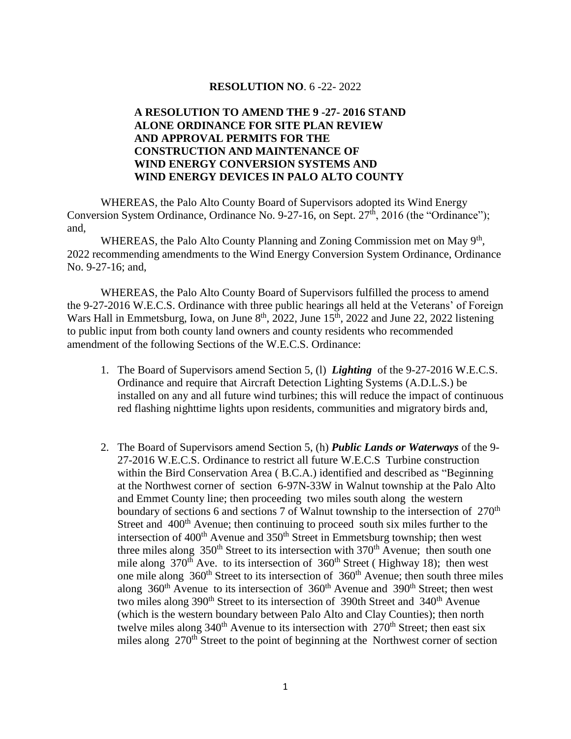**RESOLUTION NO**. 6 -22- 2022

**A RESOLUTION TO AMEND THE 9 -27- 2016 STAND ALONE ORDINANCE FOR SITE PLAN REVIEW AND APPROVAL PERMITS FOR THE CONSTRUCTION AND MAINTENANCE OF WIND ENERGY CONVERSION SYSTEMS AND WIND ENERGY DEVICES IN PALO ALTO COUNTY**

WHEREAS, the Palo Alto County Board of Supervisors adopted its Wind Energy Conversion System Ordinance, Ordinance No. 9-27-16, on Sept. 27th, 2016 (the "Ordinance"); and,

WHEREAS, the Palo Alto County Planning and Zoning Commission met on May 9th, 2022 recommending amendments to the Wind Energy Conversion System Ordinance, Ordinance No. 9-27-16; and,

WHEREAS, the Palo Alto County Board of Supervisors fulfilled the process to amend the 9-27-2016 W.E.C.S. Ordinance with three public hearings all held at the Veterans' of Foreign Wars Hall in Emmetsburg, Iowa, on June 8th, 2022, June 15th, 2022 and June 22, 2022 listening to public input from both county land owners and county residents who recommended amendment of the following Sections of the W.E.C.S. Ordinance:

1. The Board of Supervisors amend Section 5, (l) ***Lighting*** of the 9-27-2016 W.E.C.S. Ordinance and require that Aircraft Detection Lighting Systems (A.D.L.S.) be installed on any and all future wind turbines; this will reduce the impact of continuous red flashing nighttime lights upon residents, communities and migratory birds and,

2. The Board of Supervisors amend Section 5, (h) ***Public Lands or Waterways*** of the 9-27-2016 W.E.C.S. Ordinance to restrict all future W.E.C.S Turbine construction within the Bird Conservation Area ( B.C.A.) identified and described as "Beginning at the Northwest corner of section 6-97N-33W in Walnut township at the Palo Alto and Emmet County line; then proceeding two miles south along the western boundary of sections 6 and sections 7 of Walnut township to the intersection of 270th Street and 400th Avenue; then continuing to proceed south six miles further to the intersection of 400th Avenue and 350th Street in Emmetsburg township; then west three miles along 350th Street to its intersection with 370th Avenue; then south one mile along 370th Ave. to its intersection of 360th Street ( Highway 18); then west one mile along 360th Street to its intersection of 360th Avenue; then south three miles along 360th Avenue to its intersection of 360th Avenue and 390th Street; then west two miles along 390th Street to its intersection of 390th Street and 340th Avenue (which is the western boundary between Palo Alto and Clay Counties); then north twelve miles along 340th Avenue to its intersection with 270th Street; then east six miles along 270th Street to the point of beginning at the Northwest corner of section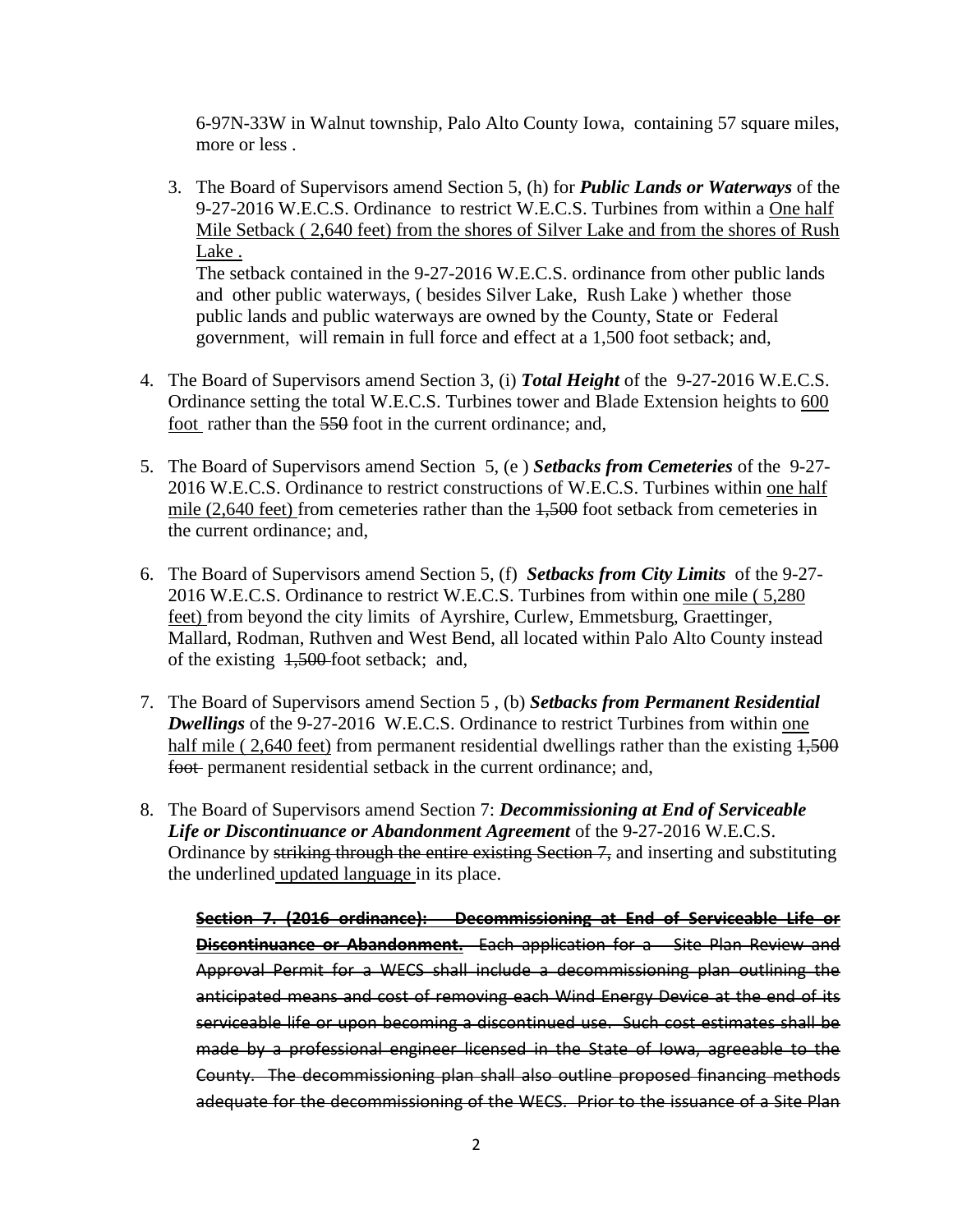6-97N-33W in Walnut township, Palo Alto County Iowa, containing 57 square miles, more or less .

3. The Board of Supervisors amend Section 5, (h) for ***Public Lands or Waterways*** of the 9-27-2016 W.E.C.S. Ordinance to restrict W.E.C.S. Turbines from within a <u>One half Mile Setback ( 2,640 feet) from the shores of Silver Lake and from the shores of Rush Lake .</u>
   The setback contained in the 9-27-2016 W.E.C.S. ordinance from other public lands and other public waterways, ( besides Silver Lake, Rush Lake ) whether those public lands and public waterways are owned by the County, State or Federal government, will remain in full force and effect at a 1,500 foot setback; and,

4. The Board of Supervisors amend Section 3, (i) ***Total Height*** of the 9-27-2016 W.E.C.S. Ordinance setting the total W.E.C.S. Turbines tower and Blade Extension heights to <u>600 foot</u> rather than the ~~550~~ foot in the current ordinance; and,

5. The Board of Supervisors amend Section 5, (e ) ***Setbacks from Cemeteries*** of the 9-27-2016 W.E.C.S. Ordinance to restrict constructions of W.E.C.S. Turbines within <u>one half mile (2,640 feet)</u> from cemeteries rather than the ~~1,500~~ foot setback from cemeteries in the current ordinance; and,

6. The Board of Supervisors amend Section 5, (f) ***Setbacks from City Limits*** of the 9-27-2016 W.E.C.S. Ordinance to restrict W.E.C.S. Turbines from within <u>one mile ( 5,280 feet)</u> from beyond the city limits of Ayrshire, Curlew, Emmetsburg, Graettinger, Mallard, Rodman, Ruthven and West Bend, all located within Palo Alto County instead of the existing ~~1,500~~ foot setback; and,

7. The Board of Supervisors amend Section 5 , (b) ***Setbacks from Permanent Residential Dwellings*** of the 9-27-2016 W.E.C.S. Ordinance to restrict Turbines from within <u>one half mile ( 2,640 feet)</u> from permanent residential dwellings rather than the existing ~~1,500 foot~~ permanent residential setback in the current ordinance; and,

8. The Board of Supervisors amend Section 7: ***Decommissioning at End of Serviceable Life or Discontinuance or Abandonment Agreement*** of the 9-27-2016 W.E.C.S. Ordinance by ~~striking through the entire existing Section 7,~~ and inserting and substituting the underlined <u>updated language</u> in its place.

   ~~**Section 7. (2016 ordinance): Decommissioning at End of Serviceable Life or Discontinuance or Abandonment.** Each application for a Site Plan Review and Approval Permit for a WECS shall include a decommissioning plan outlining the anticipated means and cost of removing each Wind Energy Device at the end of its serviceable life or upon becoming a discontinued use. Such cost estimates shall be made by a professional engineer licensed in the State of Iowa, agreeable to the County. The decommissioning plan shall also outline proposed financing methods adequate for the decommissioning of the WECS. Prior to the issuance of a Site Plan~~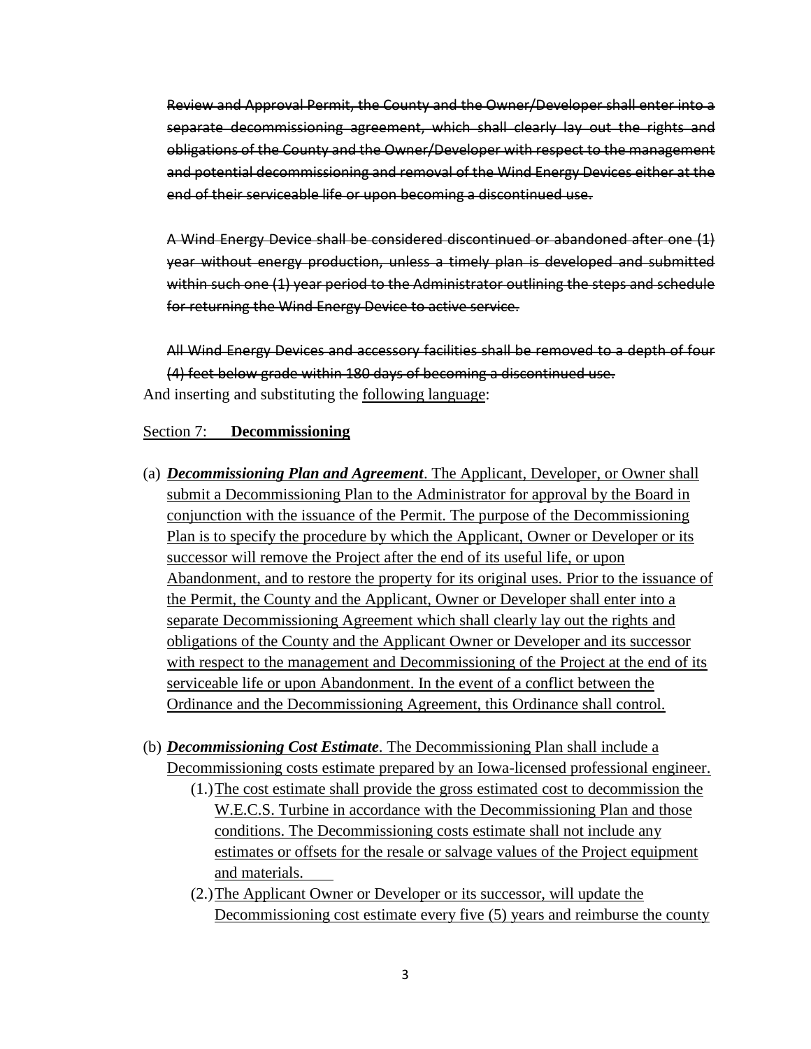~~Review and Approval Permit, the County and the Owner/Developer shall enter into a separate decommissioning agreement, which shall clearly lay out the rights and obligations of the County and the Owner/Developer with respect to the management and potential decommissioning and removal of the Wind Energy Devices either at the end of their serviceable life or upon becoming a discontinued use.~~

~~A Wind Energy Device shall be considered discontinued or abandoned after one (1) year without energy production, unless a timely plan is developed and submitted within such one (1) year period to the Administrator outlining the steps and schedule for returning the Wind Energy Device to active service.~~

~~All Wind Energy Devices and accessory facilities shall be removed to a depth of four (4) feet below grade within 180 days of becoming a discontinued use.~~

And inserting and substituting the <u>following language</u>:

<u>Section 7:</u> **<u>Decommissioning</u>**

(a) ***<u>Decommissioning Plan and Agreement</u>***<u>. The Applicant, Developer, or Owner shall submit a Decommissioning Plan to the Administrator for approval by the Board in conjunction with the issuance of the Permit. The purpose of the Decommissioning Plan is to specify the procedure by which the Applicant, Owner or Developer or its successor will remove the Project after the end of its useful life, or upon Abandonment, and to restore the property for its original uses. Prior to the issuance of the Permit, the County and the Applicant, Owner or Developer shall enter into a separate Decommissioning Agreement which shall clearly lay out the rights and obligations of the County and the Applicant Owner or Developer and its successor with respect to the management and Decommissioning of the Project at the end of its serviceable life or upon Abandonment. In the event of a conflict between the Ordinance and the Decommissioning Agreement, this Ordinance shall control.</u>

(b) ***<u>Decommissioning Cost Estimate</u>***<u>. The Decommissioning Plan shall include a Decommissioning costs estimate prepared by an Iowa-licensed professional engineer.</u>

   (1.) <u>The cost estimate shall provide the gross estimated cost to decommission the W.E.C.S. Turbine in accordance with the Decommissioning Plan and those conditions. The Decommissioning costs estimate shall not include any estimates or offsets for the resale or salvage values of the Project equipment and materials.</u>

   (2.) <u>The Applicant Owner or Developer or its successor, will update the Decommissioning cost estimate every five (5) years and reimburse the county</u>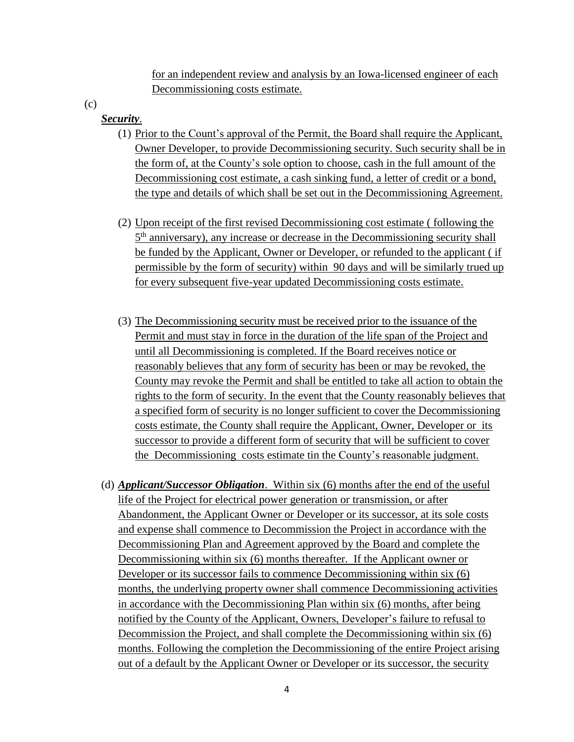for an independent review and analysis by an Iowa-licensed engineer of each Decommissioning costs estimate.

(c)

***Security***.

(1) Prior to the Count's approval of the Permit, the Board shall require the Applicant, Owner Developer, to provide Decommissioning security. Such security shall be in the form of, at the County's sole option to choose, cash in the full amount of the Decommissioning cost estimate, a cash sinking fund, a letter of credit or a bond, the type and details of which shall be set out in the Decommissioning Agreement.

(2) Upon receipt of the first revised Decommissioning cost estimate ( following the 5th anniversary), any increase or decrease in the Decommissioning security shall be funded by the Applicant, Owner or Developer, or refunded to the applicant ( if permissible by the form of security) within 90 days and will be similarly trued up for every subsequent five-year updated Decommissioning costs estimate.

(3) The Decommissioning security must be received prior to the issuance of the Permit and must stay in force in the duration of the life span of the Project and until all Decommissioning is completed. If the Board receives notice or reasonably believes that any form of security has been or may be revoked, the County may revoke the Permit and shall be entitled to take all action to obtain the rights to the form of security. In the event that the County reasonably believes that a specified form of security is no longer sufficient to cover the Decommissioning costs estimate, the County shall require the Applicant, Owner, Developer or its successor to provide a different form of security that will be sufficient to cover the Decommissioning costs estimate tin the County's reasonable judgment.

(d) ***Applicant/Successor Obligation***. Within six (6) months after the end of the useful life of the Project for electrical power generation or transmission, or after Abandonment, the Applicant Owner or Developer or its successor, at its sole costs and expense shall commence to Decommission the Project in accordance with the Decommissioning Plan and Agreement approved by the Board and complete the Decommissioning within six (6) months thereafter. If the Applicant owner or Developer or its successor fails to commence Decommissioning within six (6) months, the underlying property owner shall commence Decommissioning activities in accordance with the Decommissioning Plan within six (6) months, after being notified by the County of the Applicant, Owners, Developer's failure to refusal to Decommission the Project, and shall complete the Decommissioning within six (6) months. Following the completion the Decommissioning of the entire Project arising out of a default by the Applicant Owner or Developer or its successor, the security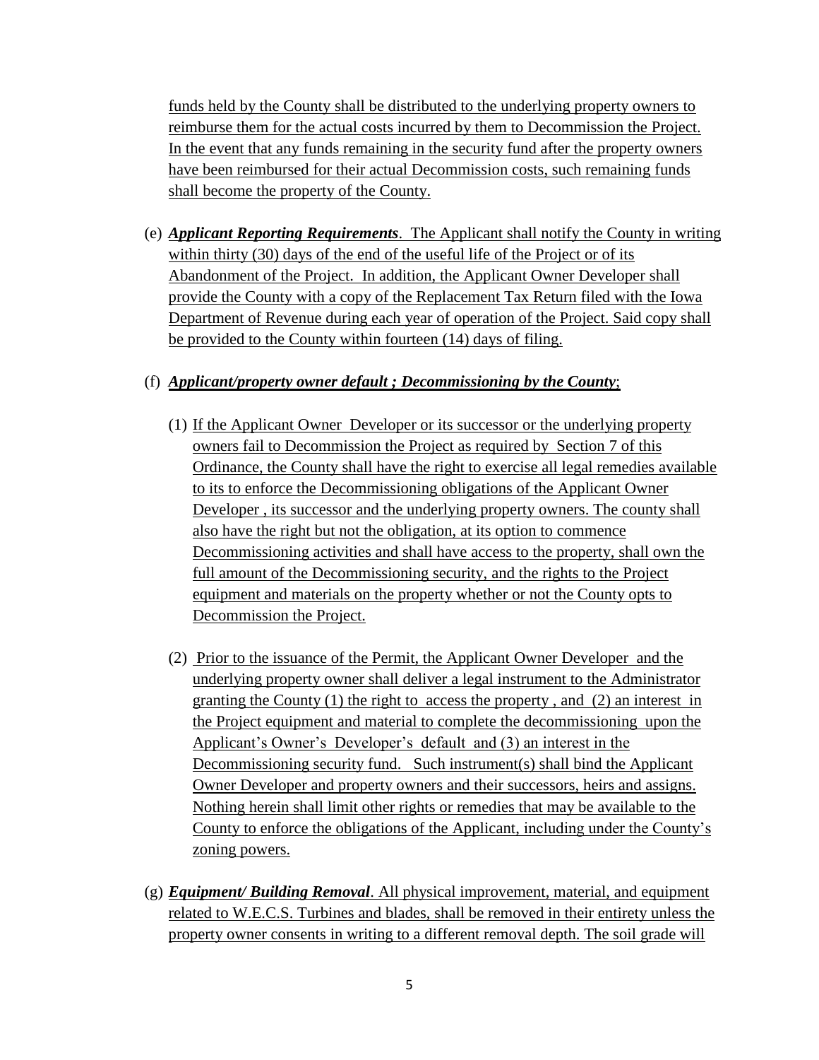funds held by the County shall be distributed to the underlying property owners to reimburse them for the actual costs incurred by them to Decommission the Project. In the event that any funds remaining in the security fund after the property owners have been reimbursed for their actual Decommission costs, such remaining funds shall become the property of the County.

(e) ***Applicant Reporting Requirements***. The Applicant shall notify the County in writing within thirty (30) days of the end of the useful life of the Project or of its Abandonment of the Project. In addition, the Applicant Owner Developer shall provide the County with a copy of the Replacement Tax Return filed with the Iowa Department of Revenue during each year of operation of the Project. Said copy shall be provided to the County within fourteen (14) days of filing.

(f) ***Applicant/property owner default ; Decommissioning by the County***;

(1) If the Applicant Owner Developer or its successor or the underlying property owners fail to Decommission the Project as required by Section 7 of this Ordinance, the County shall have the right to exercise all legal remedies available to its to enforce the Decommissioning obligations of the Applicant Owner Developer , its successor and the underlying property owners. The county shall also have the right but not the obligation, at its option to commence Decommissioning activities and shall have access to the property, shall own the full amount of the Decommissioning security, and the rights to the Project equipment and materials on the property whether or not the County opts to Decommission the Project.

(2) Prior to the issuance of the Permit, the Applicant Owner Developer and the underlying property owner shall deliver a legal instrument to the Administrator granting the County (1) the right to access the property , and (2) an interest in the Project equipment and material to complete the decommissioning upon the Applicant's Owner's Developer's default and (3) an interest in the Decommissioning security fund. Such instrument(s) shall bind the Applicant Owner Developer and property owners and their successors, heirs and assigns. Nothing herein shall limit other rights or remedies that may be available to the County to enforce the obligations of the Applicant, including under the County's zoning powers.

(g) ***Equipment/ Building Removal***. All physical improvement, material, and equipment related to W.E.C.S. Turbines and blades, shall be removed in their entirety unless the property owner consents in writing to a different removal depth. The soil grade will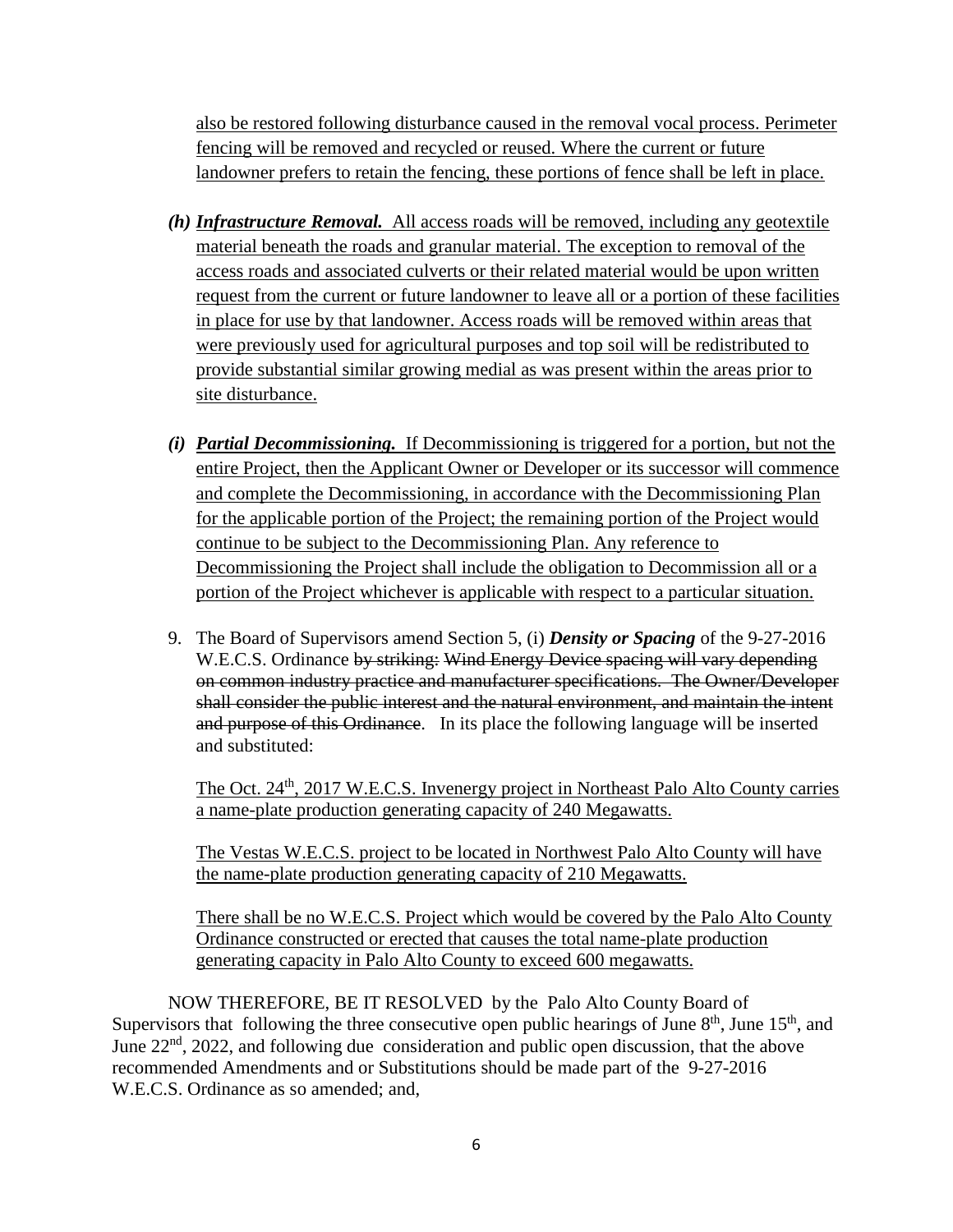also be restored following disturbance caused in the removal vocal process. Perimeter fencing will be removed and recycled or reused. Where the current or future landowner prefers to retain the fencing, these portions of fence shall be left in place.

*(h)* ***Infrastructure Removal.*** All access roads will be removed, including any geotextile material beneath the roads and granular material. The exception to removal of the access roads and associated culverts or their related material would be upon written request from the current or future landowner to leave all or a portion of these facilities in place for use by that landowner. Access roads will be removed within areas that were previously used for agricultural purposes and top soil will be redistributed to provide substantial similar growing medial as was present within the areas prior to site disturbance.

*(i)* ***Partial Decommissioning.*** If Decommissioning is triggered for a portion, but not the entire Project, then the Applicant Owner or Developer or its successor will commence and complete the Decommissioning, in accordance with the Decommissioning Plan for the applicable portion of the Project; the remaining portion of the Project would continue to be subject to the Decommissioning Plan. Any reference to Decommissioning the Project shall include the obligation to Decommission all or a portion of the Project whichever is applicable with respect to a particular situation.

9. The Board of Supervisors amend Section 5, (i) ***Density or Spacing*** of the 9-27-2016 W.E.C.S. Ordinance ~~by striking: Wind Energy Device spacing will vary depending on common industry practice and manufacturer specifications. The Owner/Developer shall consider the public interest and the natural environment, and maintain the intent and purpose of this Ordinance~~. In its place the following language will be inserted and substituted:

   The Oct. 24th, 2017 W.E.C.S. Invenergy project in Northeast Palo Alto County carries a name-plate production generating capacity of 240 Megawatts.

   The Vestas W.E.C.S. project to be located in Northwest Palo Alto County will have the name-plate production generating capacity of 210 Megawatts.

   There shall be no W.E.C.S. Project which would be covered by the Palo Alto County Ordinance constructed or erected that causes the total name-plate production generating capacity in Palo Alto County to exceed 600 megawatts.

NOW THEREFORE, BE IT RESOLVED by the Palo Alto County Board of Supervisors that following the three consecutive open public hearings of June 8th, June 15th, and June 22nd, 2022, and following due consideration and public open discussion, that the above recommended Amendments and or Substitutions should be made part of the 9-27-2016 W.E.C.S. Ordinance as so amended; and,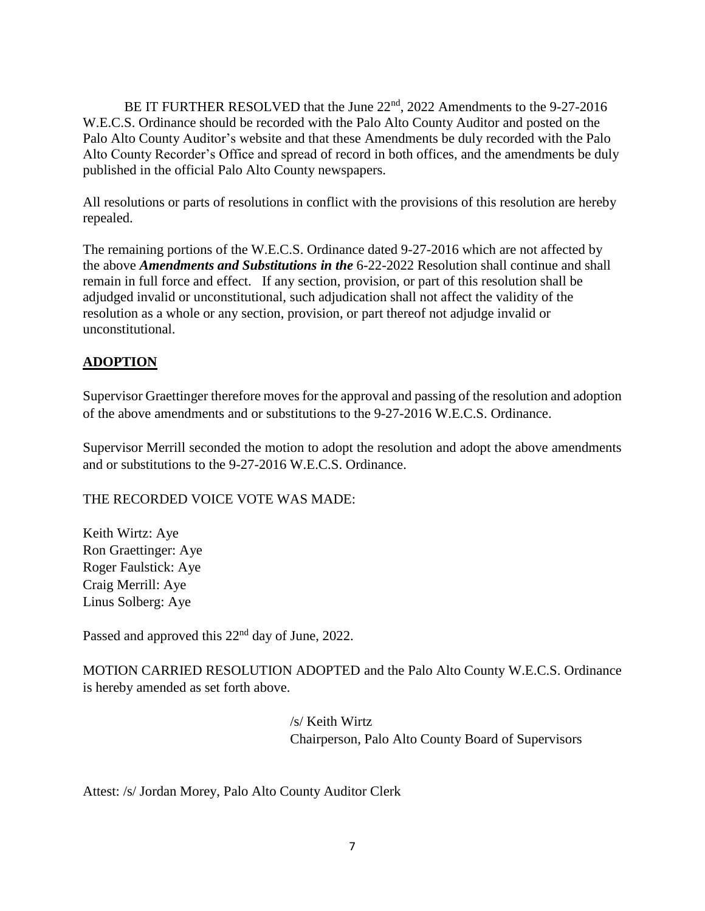BE IT FURTHER RESOLVED that the June 22nd, 2022 Amendments to the 9-27-2016 W.E.C.S. Ordinance should be recorded with the Palo Alto County Auditor and posted on the Palo Alto County Auditor's website and that these Amendments be duly recorded with the Palo Alto County Recorder's Office and spread of record in both offices, and the amendments be duly published in the official Palo Alto County newspapers.

All resolutions or parts of resolutions in conflict with the provisions of this resolution are hereby repealed.

The remaining portions of the W.E.C.S. Ordinance dated 9-27-2016 which are not affected by the above ***Amendments and Substitutions in the*** 6-22-2022 Resolution shall continue and shall remain in full force and effect. If any section, provision, or part of this resolution shall be adjudged invalid or unconstitutional, such adjudication shall not affect the validity of the resolution as a whole or any section, provision, or part thereof not adjudge invalid or unconstitutional.

## ADOPTION

Supervisor Graettinger therefore moves for the approval and passing of the resolution and adoption of the above amendments and or substitutions to the 9-27-2016 W.E.C.S. Ordinance.

Supervisor Merrill seconded the motion to adopt the resolution and adopt the above amendments and or substitutions to the 9-27-2016 W.E.C.S. Ordinance.

THE RECORDED VOICE VOTE WAS MADE:

Keith Wirtz: Aye
Ron Graettinger: Aye
Roger Faulstick: Aye
Craig Merrill: Aye
Linus Solberg: Aye

Passed and approved this 22nd day of June, 2022.

MOTION CARRIED RESOLUTION ADOPTED and the Palo Alto County W.E.C.S. Ordinance is hereby amended as set forth above.

/s/ Keith Wirtz
Chairperson, Palo Alto County Board of Supervisors

Attest: /s/ Jordan Morey, Palo Alto County Auditor Clerk